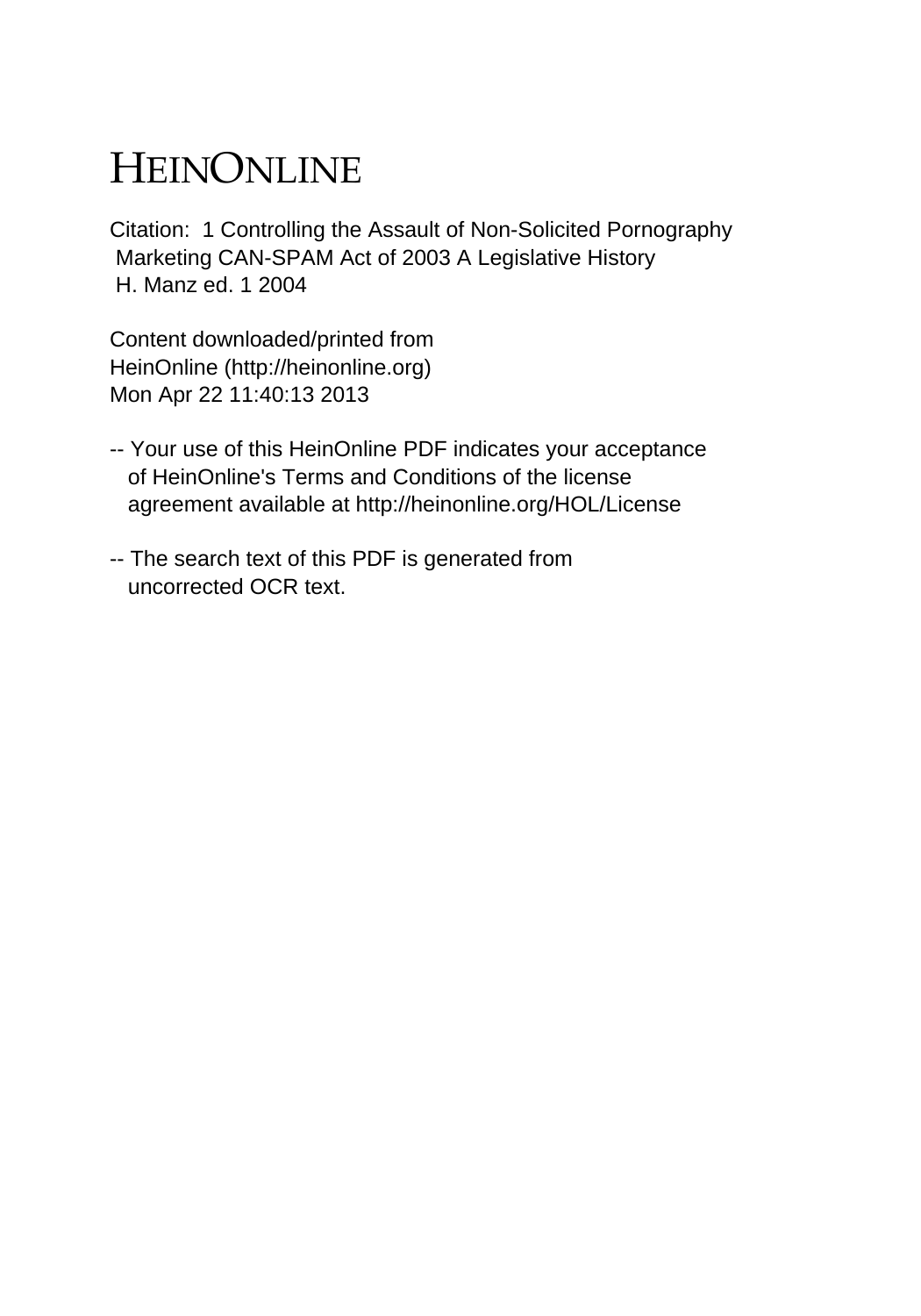# HEINONLINE

Citation: 1 Controlling the Assault of Non-Solicited Pornography Marketing CAN-SPAM Act of 2003 A Legislative History H. Manz ed. 1 2004

Content downloaded/printed from HeinOnline (http://heinonline.org) Mon Apr 22 11:40:13 2013

- -- Your use of this HeinOnline PDF indicates your acceptance of HeinOnline's Terms and Conditions of the license agreement available at http://heinonline.org/HOL/License

- -- The search text of this PDF is generated from uncorrected OCR text.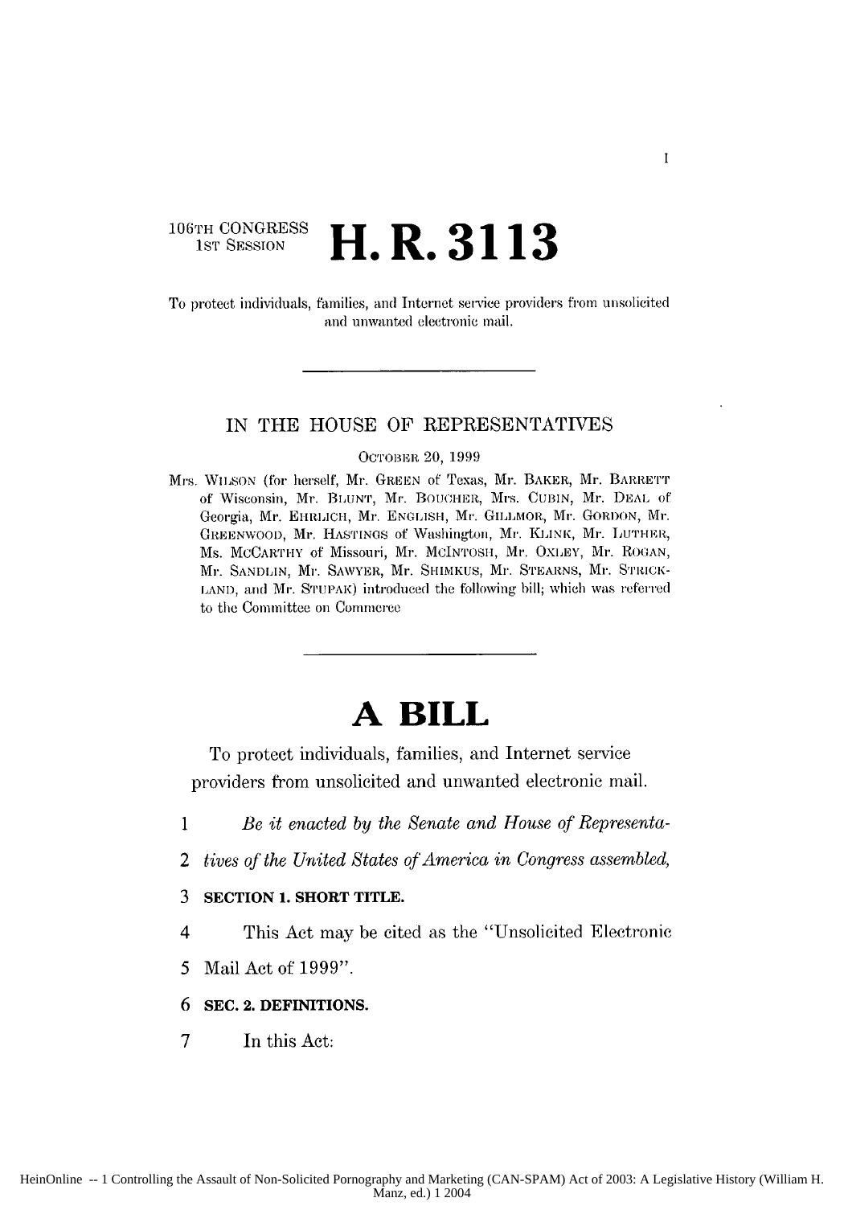106TH CONGRESS
1ST SESSION

# H. R. 3113

To protect individuals, families, and Internet service providers from unsolicited and unwanted electronic mail.

---

IN THE HOUSE OF REPRESENTATIVES

OCTOBER 20, 1999

Mrs. WILSON (for herself, Mr. GREEN of Texas, Mr. BAKER, Mr. BARRETT of Wisconsin, Mr. BLUNT, Mr. BOUCHER, Mrs. CUBIN, Mr. DEAL of Georgia, Mr. EHRLICH, Mr. ENGLISH, Mr. GILLMOR, Mr. GORDON, Mr. GREENWOOD, Mr. HASTINGS of Washington, Mr. KLINK, Mr. LUTHER, Ms. MCCARTHY of Missouri, Mr. MCINTOSH, Mr. OXLEY, Mr. ROGAN, Mr. SANDLIN, Mr. SAWYER, Mr. SHIMKUS, Mr. STEARNS, Mr. STRICKLAND, and Mr. STUPAK) introduced the following bill; which was referred to the Committee on Commerce

---

# A BILL

To protect individuals, families, and Internet service providers from unsolicited and unwanted electronic mail.

1 *Be it enacted by the Senate and House of Representa-*
2 *tives of the United States of America in Congress assembled,*

3 **SECTION 1. SHORT TITLE.**

4 This Act may be cited as the "Unsolicited Electronic
5 Mail Act of 1999".

6 **SEC. 2. DEFINITIONS.**

7 In this Act: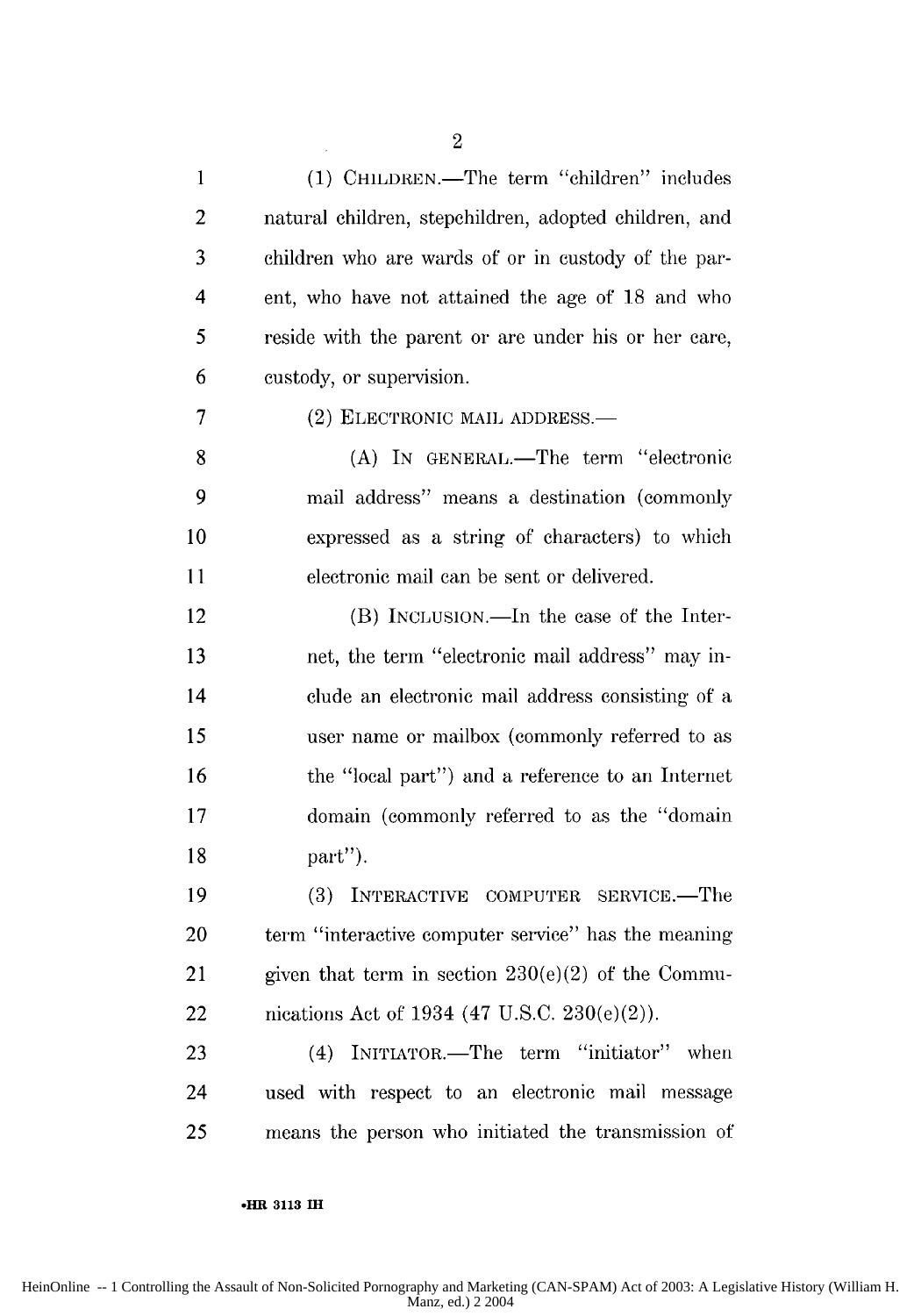(1) CHILDREN.—The term "children" includes natural children, stepchildren, adopted children, and children who are wards of or in custody of the parent, who have not attained the age of 18 and who reside with the parent or are under his or her care, custody, or supervision.

(2) ELECTRONIC MAIL ADDRESS.—

(A) IN GENERAL.—The term "electronic mail address" means a destination (commonly expressed as a string of characters) to which electronic mail can be sent or delivered.

(B) INCLUSION.—In the case of the Internet, the term "electronic mail address" may include an electronic mail address consisting of a user name or mailbox (commonly referred to as the "local part") and a reference to an Internet domain (commonly referred to as the "domain part").

(3) INTERACTIVE COMPUTER SERVICE.—The term "interactive computer service" has the meaning given that term in section 230(e)(2) of the Communications Act of 1934 (47 U.S.C. 230(e)(2)).

(4) INITIATOR.—The term "initiator" when used with respect to an electronic mail message means the person who initiated the transmission of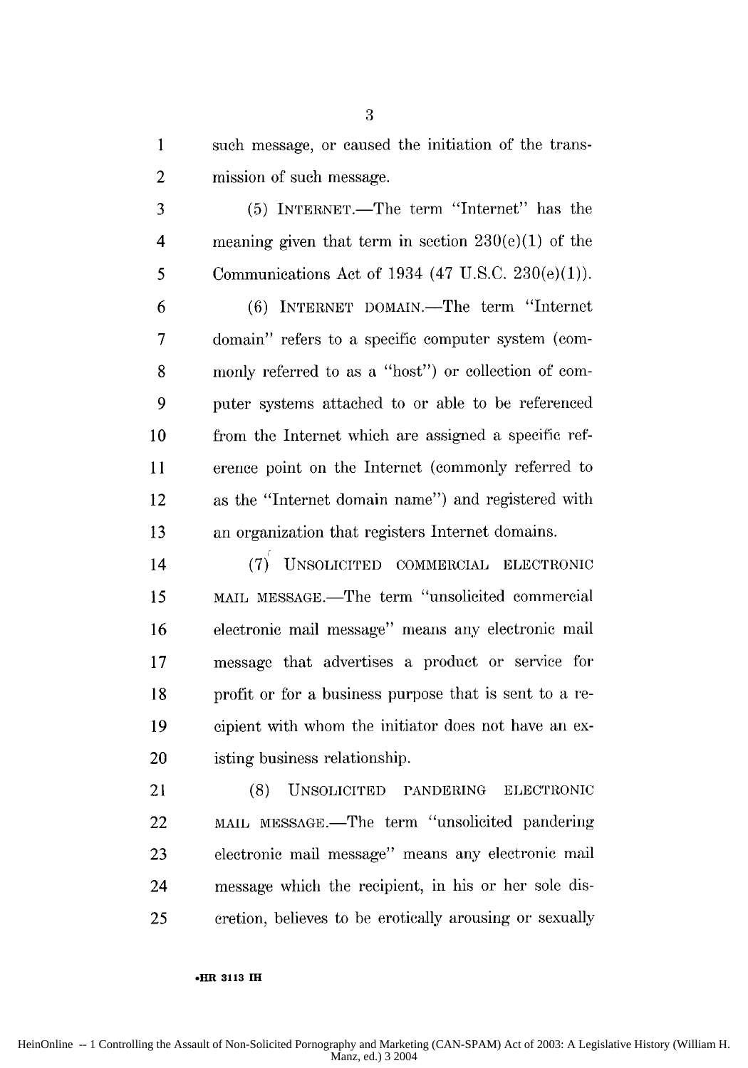such message, or caused the initiation of the transmission of such message.

(5) INTERNET.—The term "Internet" has the meaning given that term in section 230(e)(1) of the Communications Act of 1934 (47 U.S.C. 230(e)(1)).

(6) INTERNET DOMAIN.—The term "Internet domain" refers to a specific computer system (commonly referred to as a "host") or collection of computer systems attached to or able to be referenced from the Internet which are assigned a specific reference point on the Internet (commonly referred to as the "Internet domain name") and registered with an organization that registers Internet domains.

(7) UNSOLICITED COMMERCIAL ELECTRONIC MAIL MESSAGE.—The term "unsolicited commercial electronic mail message" means any electronic mail message that advertises a product or service for profit or for a business purpose that is sent to a recipient with whom the initiator does not have an existing business relationship.

(8) UNSOLICITED PANDERING ELECTRONIC MAIL MESSAGE.—The term "unsolicited pandering electronic mail message" means any electronic mail message which the recipient, in his or her sole discretion, believes to be erotically arousing or sexually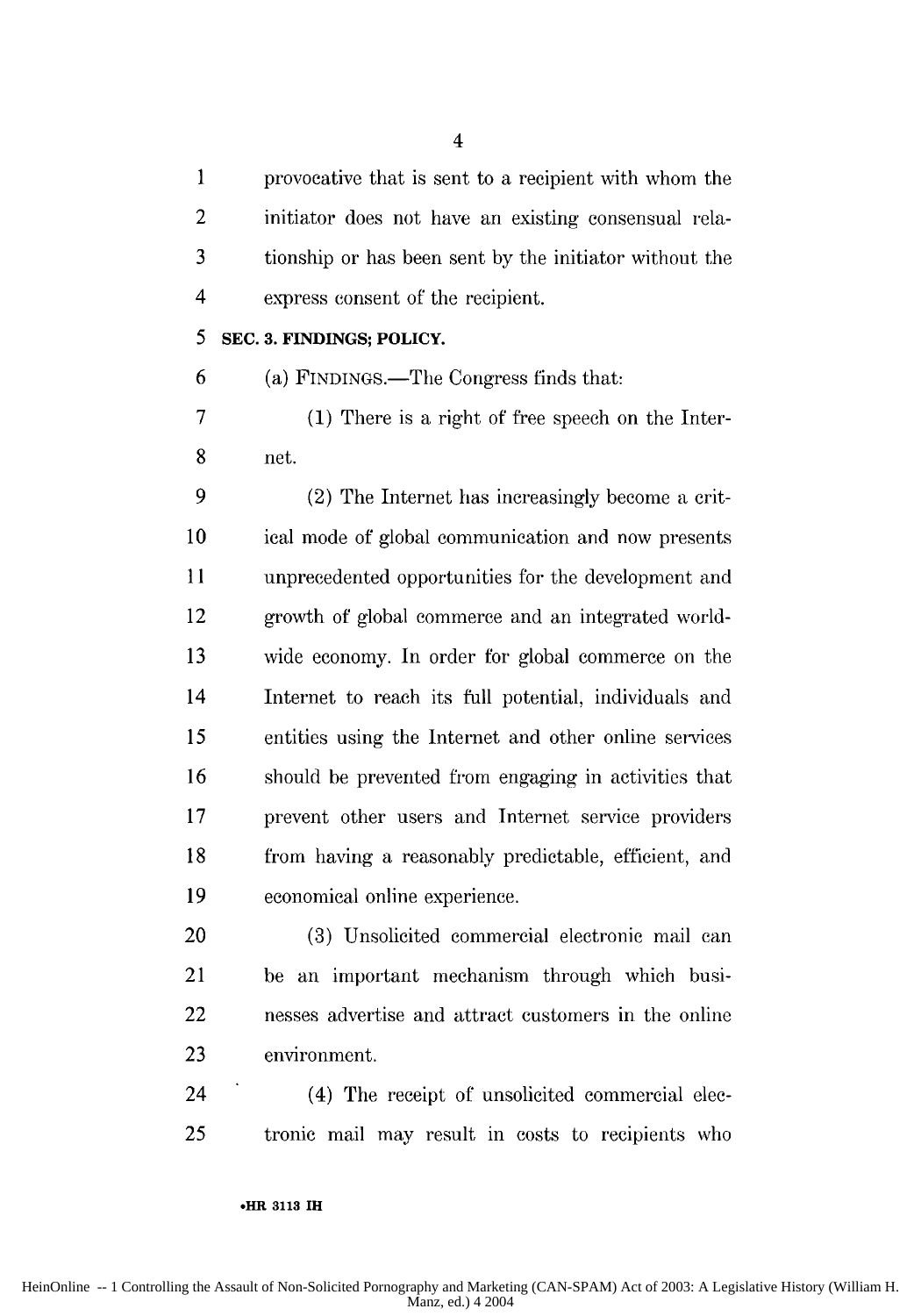provocative that is sent to a recipient with whom the initiator does not have an existing consensual relationship or has been sent by the initiator without the express consent of the recipient.

**SEC. 3. FINDINGS; POLICY.**

(a) FINDINGS.—The Congress finds that:

(1) There is a right of free speech on the Internet.

(2) The Internet has increasingly become a critical mode of global communication and now presents unprecedented opportunities for the development and growth of global commerce and an integrated worldwide economy. In order for global commerce on the Internet to reach its full potential, individuals and entities using the Internet and other online services should be prevented from engaging in activities that prevent other users and Internet service providers from having a reasonably predictable, efficient, and economical online experience.

(3) Unsolicited commercial electronic mail can be an important mechanism through which businesses advertise and attract customers in the online environment.

(4) The receipt of unsolicited commercial electronic mail may result in costs to recipients who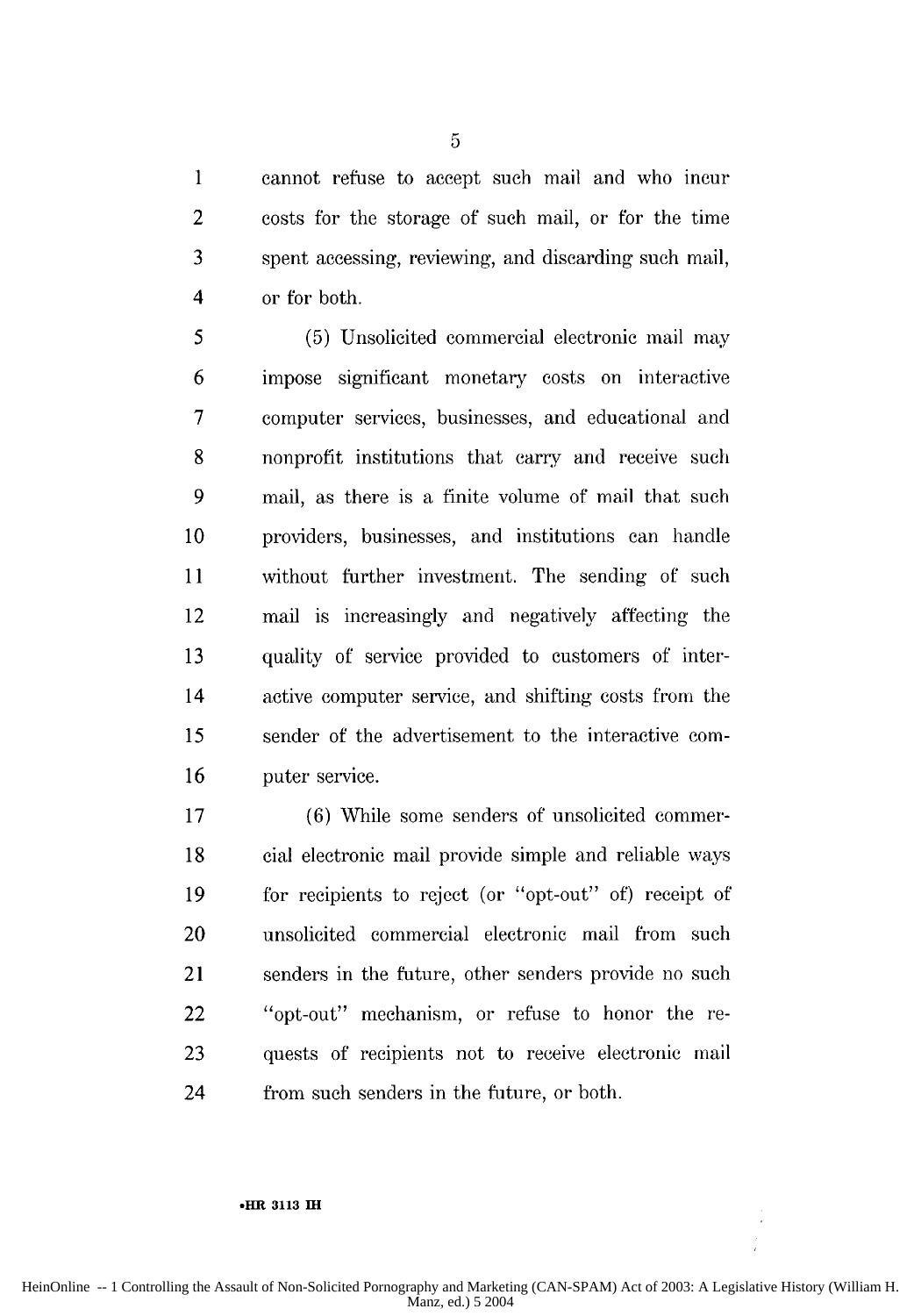cannot refuse to accept such mail and who incur costs for the storage of such mail, or for the time spent accessing, reviewing, and discarding such mail, or for both.

(5) Unsolicited commercial electronic mail may impose significant monetary costs on interactive computer services, businesses, and educational and nonprofit institutions that carry and receive such mail, as there is a finite volume of mail that such providers, businesses, and institutions can handle without further investment. The sending of such mail is increasingly and negatively affecting the quality of service provided to customers of interactive computer service, and shifting costs from the sender of the advertisement to the interactive computer service.

(6) While some senders of unsolicited commercial electronic mail provide simple and reliable ways for recipients to reject (or "opt-out" of) receipt of unsolicited commercial electronic mail from such senders in the future, other senders provide no such "opt-out" mechanism, or refuse to honor the requests of recipients not to receive electronic mail from such senders in the future, or both.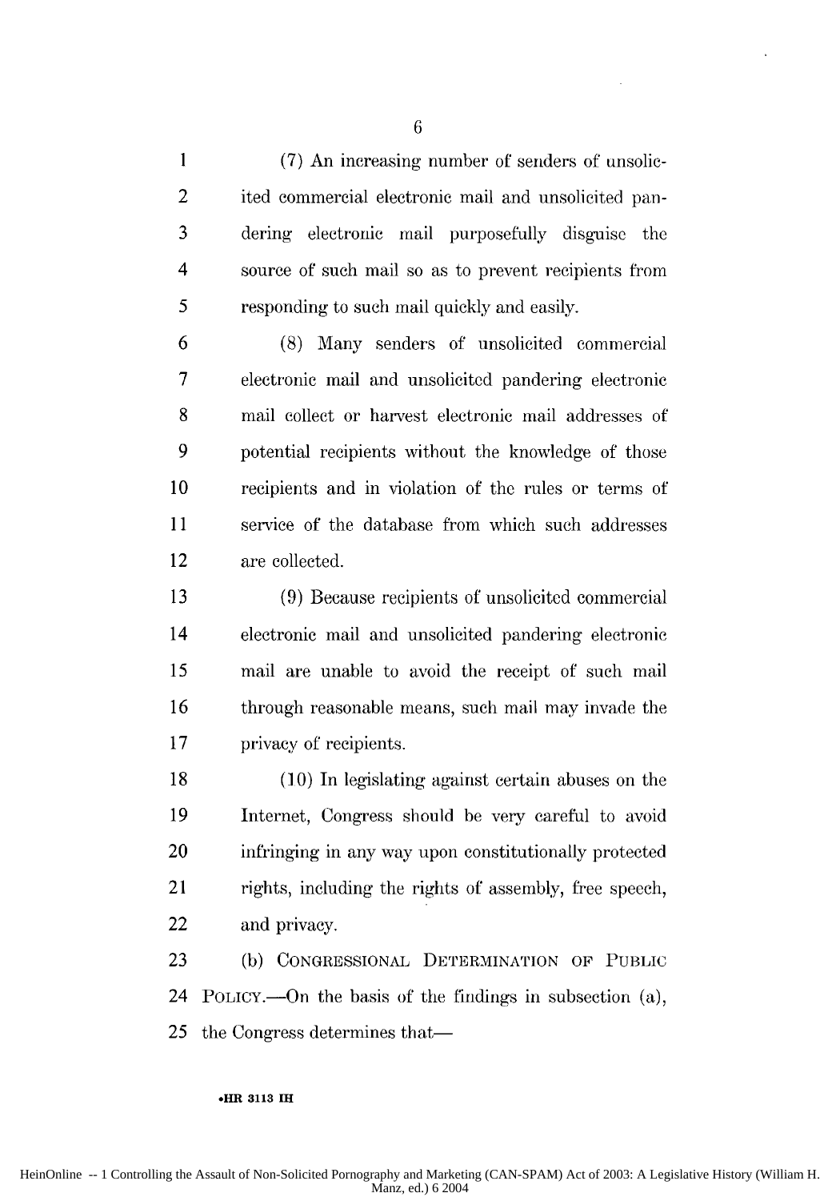(7) An increasing number of senders of unsolicited commercial electronic mail and unsolicited pandering electronic mail purposefully disguise the source of such mail so as to prevent recipients from responding to such mail quickly and easily.

(8) Many senders of unsolicited commercial electronic mail and unsolicited pandering electronic mail collect or harvest electronic mail addresses of potential recipients without the knowledge of those recipients and in violation of the rules or terms of service of the database from which such addresses are collected.

(9) Because recipients of unsolicited commercial electronic mail and unsolicited pandering electronic mail are unable to avoid the receipt of such mail through reasonable means, such mail may invade the privacy of recipients.

(10) In legislating against certain abuses on the Internet, Congress should be very careful to avoid infringing in any way upon constitutionally protected rights, including the rights of assembly, free speech, and privacy.

(b) CONGRESSIONAL DETERMINATION OF PUBLIC POLICY.—On the basis of the findings in subsection (a), the Congress determines that—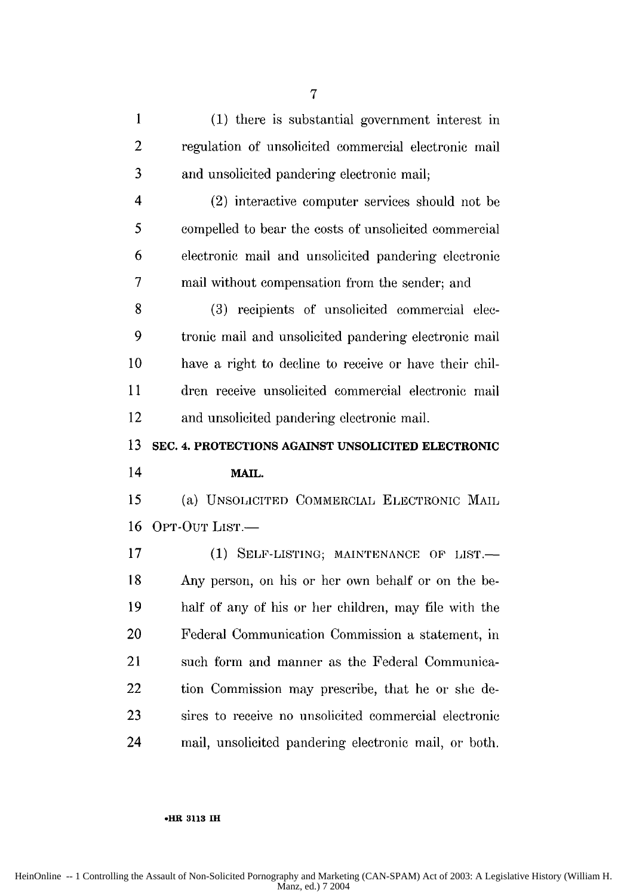(1) there is substantial government interest in regulation of unsolicited commercial electronic mail and unsolicited pandering electronic mail;

(2) interactive computer services should not be compelled to bear the costs of unsolicited commercial electronic mail and unsolicited pandering electronic mail without compensation from the sender; and

(3) recipients of unsolicited commercial electronic mail and unsolicited pandering electronic mail have a right to decline to receive or have their children receive unsolicited commercial electronic mail and unsolicited pandering electronic mail.

## SEC. 4. PROTECTIONS AGAINST UNSOLICITED ELECTRONIC MAIL.

(a) UNSOLICITED COMMERCIAL ELECTRONIC MAIL OPT-OUT LIST.—

(1) SELF-LISTING; MAINTENANCE OF LIST.— Any person, on his or her own behalf or on the behalf of any of his or her children, may file with the Federal Communication Commission a statement, in such form and manner as the Federal Communication Commission may prescribe, that he or she desires to receive no unsolicited commercial electronic mail, unsolicited pandering electronic mail, or both.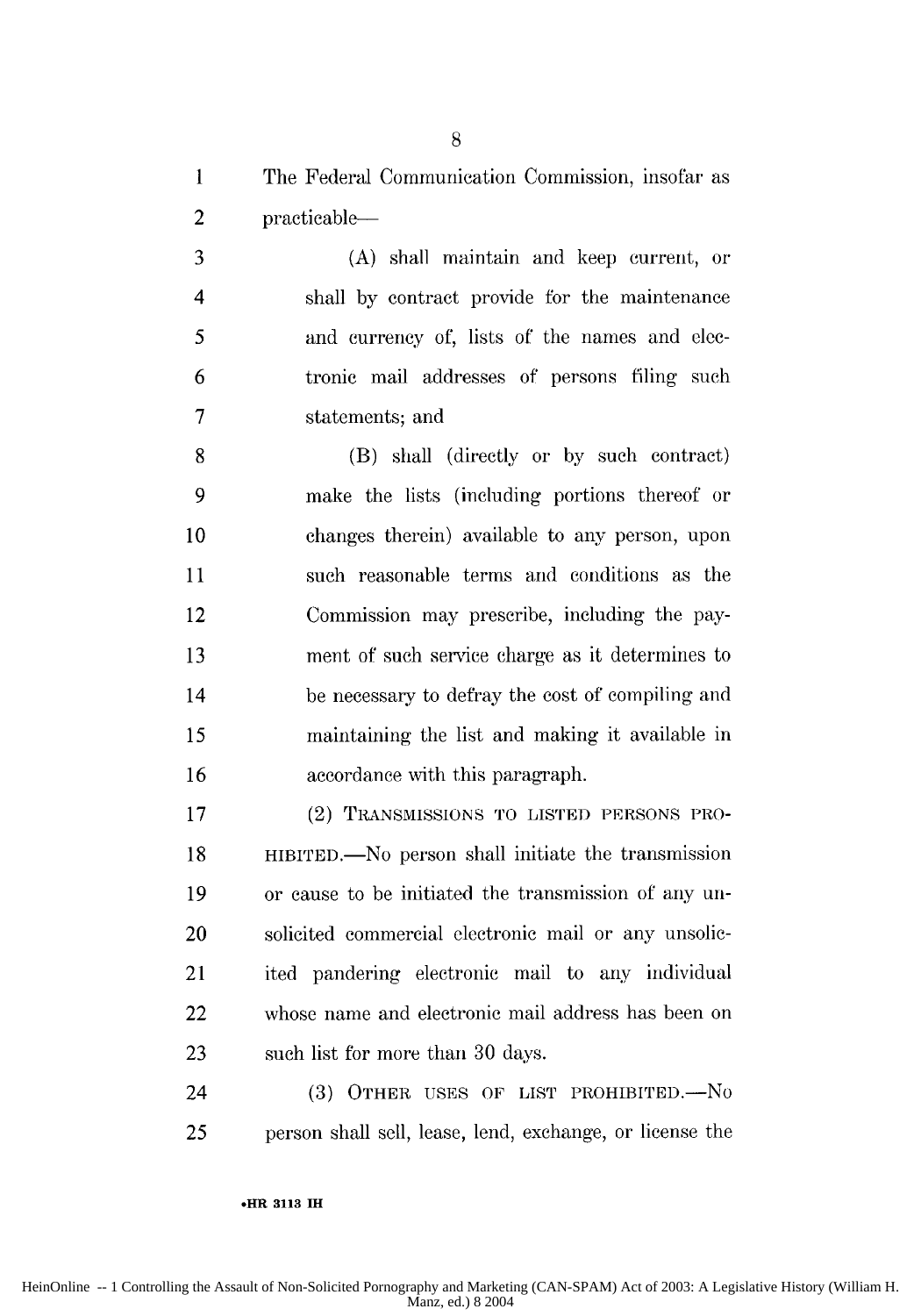The Federal Communication Commission, insofar as practicable—

(A) shall maintain and keep current, or shall by contract provide for the maintenance and currency of, lists of the names and electronic mail addresses of persons filing such statements; and

(B) shall (directly or by such contract) make the lists (including portions thereof or changes therein) available to any person, upon such reasonable terms and conditions as the Commission may prescribe, including the payment of such service charge as it determines to be necessary to defray the cost of compiling and maintaining the list and making it available in accordance with this paragraph.

(2) TRANSMISSIONS TO LISTED PERSONS PROHIBITED.—No person shall initiate the transmission or cause to be initiated the transmission of any unsolicited commercial electronic mail or any unsolicited pandering electronic mail to any individual whose name and electronic mail address has been on such list for more than 30 days.

(3) OTHER USES OF LIST PROHIBITED.—No person shall sell, lease, lend, exchange, or license the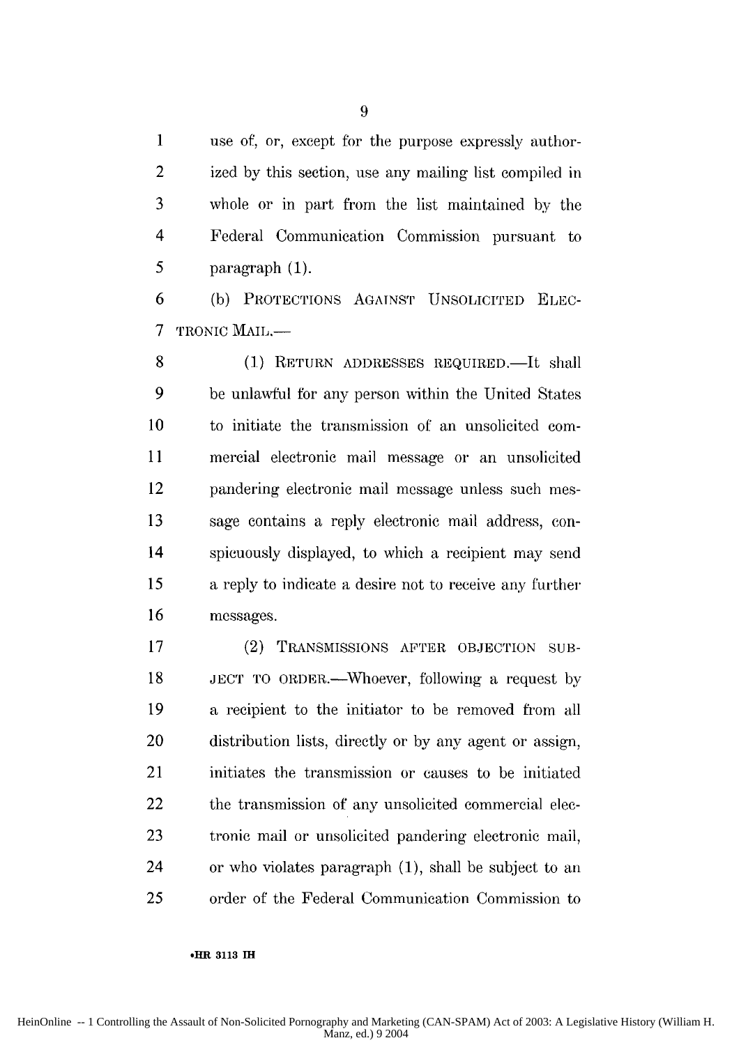use of, or, except for the purpose expressly authorized by this section, use any mailing list compiled in whole or in part from the list maintained by the Federal Communication Commission pursuant to paragraph (1).

(b) PROTECTIONS AGAINST UNSOLICITED ELECTRONIC MAIL.—

(1) RETURN ADDRESSES REQUIRED.—It shall be unlawful for any person within the United States to initiate the transmission of an unsolicited commercial electronic mail message or an unsolicited pandering electronic mail message unless such message contains a reply electronic mail address, conspicuously displayed, to which a recipient may send a reply to indicate a desire not to receive any further messages.

(2) TRANSMISSIONS AFTER OBJECTION SUBJECT TO ORDER.—Whoever, following a request by a recipient to the initiator to be removed from all distribution lists, directly or by any agent or assign, initiates the transmission or causes to be initiated the transmission of any unsolicited commercial electronic mail or unsolicited pandering electronic mail, or who violates paragraph (1), shall be subject to an order of the Federal Communication Commission to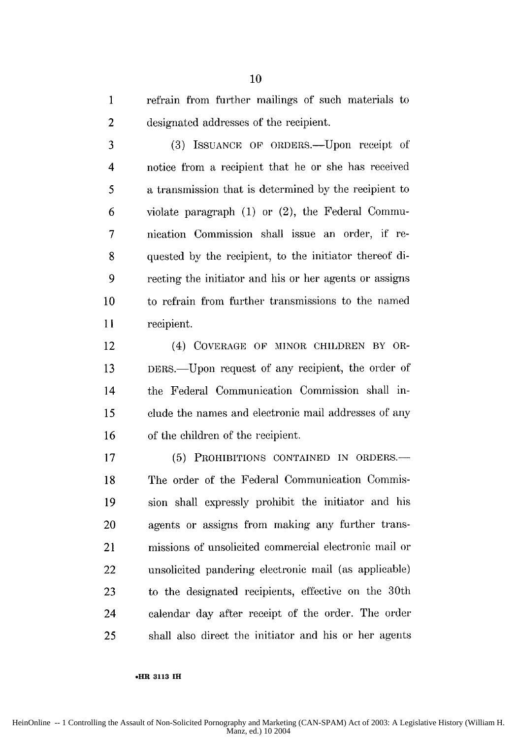refrain from further mailings of such materials to designated addresses of the recipient.

(3) ISSUANCE OF ORDERS.—Upon receipt of notice from a recipient that he or she has received a transmission that is determined by the recipient to violate paragraph (1) or (2), the Federal Communication Commission shall issue an order, if requested by the recipient, to the initiator thereof directing the initiator and his or her agents or assigns to refrain from further transmissions to the named recipient.

(4) COVERAGE OF MINOR CHILDREN BY ORDERS.—Upon request of any recipient, the order of the Federal Communication Commission shall include the names and electronic mail addresses of any of the children of the recipient.

(5) PROHIBITIONS CONTAINED IN ORDERS.—The order of the Federal Communication Commission shall expressly prohibit the initiator and his agents or assigns from making any further transmissions of unsolicited commercial electronic mail or unsolicited pandering electronic mail (as applicable) to the designated recipients, effective on the 30th calendar day after receipt of the order. The order shall also direct the initiator and his or her agents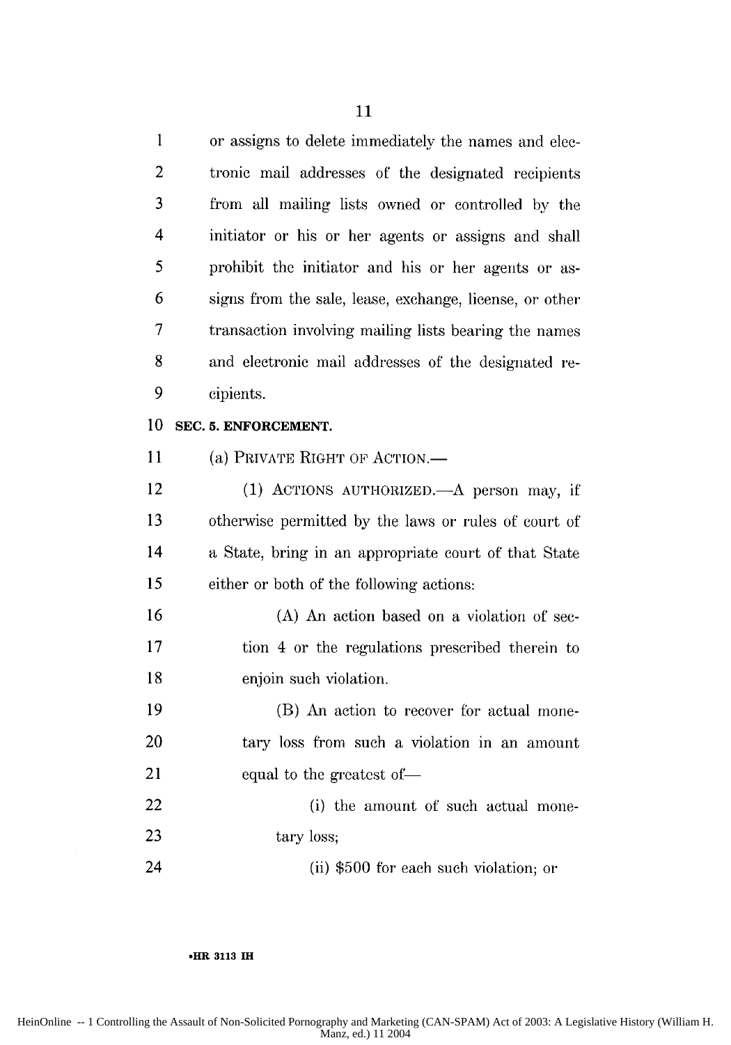or assigns to delete immediately the names and electronic mail addresses of the designated recipients from all mailing lists owned or controlled by the initiator or his or her agents or assigns and shall prohibit the initiator and his or her agents or assigns from the sale, lease, exchange, license, or other transaction involving mailing lists bearing the names and electronic mail addresses of the designated recipients.

## SEC. 5. ENFORCEMENT.

(a) PRIVATE RIGHT OF ACTION.—

(1) ACTIONS AUTHORIZED.—A person may, if otherwise permitted by the laws or rules of court of a State, bring in an appropriate court of that State either or both of the following actions:

(A) An action based on a violation of section 4 or the regulations prescribed therein to enjoin such violation.

(B) An action to recover for actual monetary loss from such a violation in an amount equal to the greatest of—

(i) the amount of such actual monetary loss;

(ii) $500 for each such violation; or

•HR 3113 IH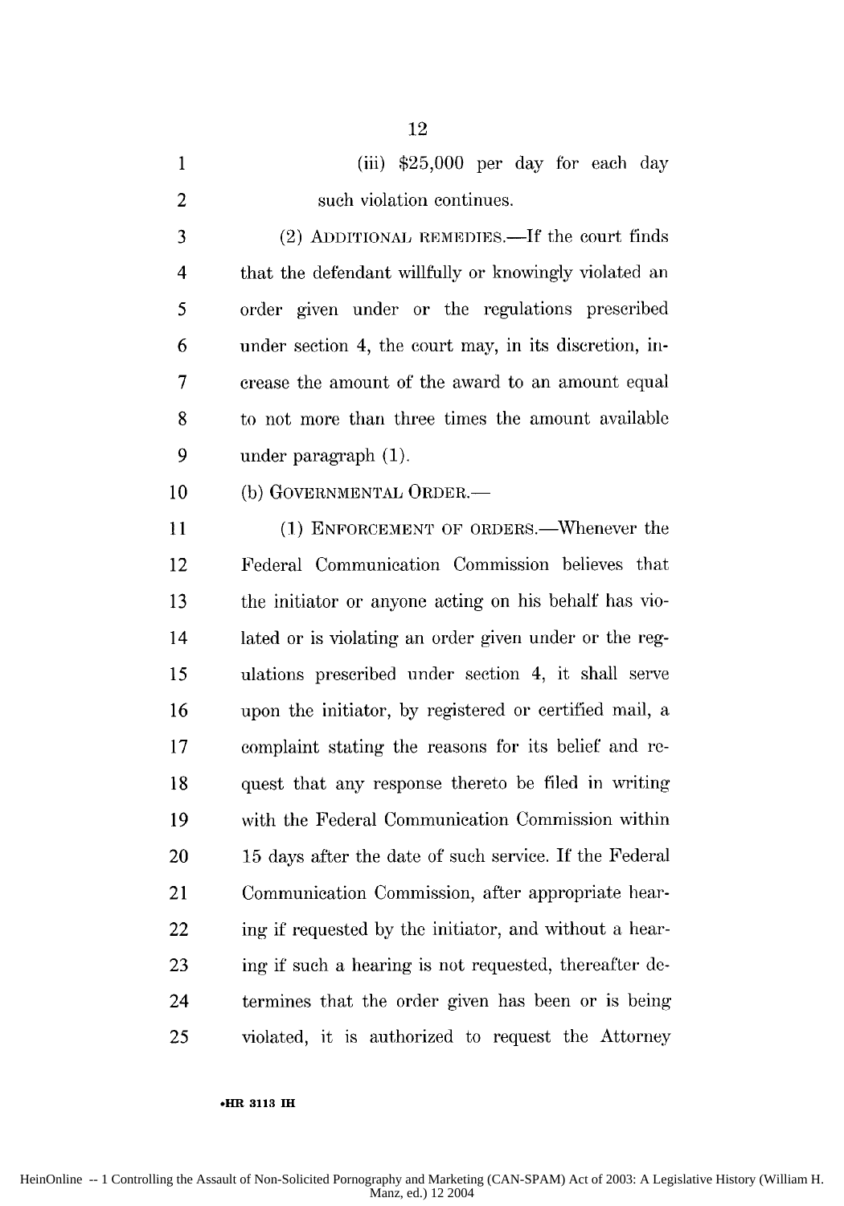(iii) $25,000 per day for each day such violation continues.

(2) ADDITIONAL REMEDIES.—If the court finds that the defendant willfully or knowingly violated an order given under or the regulations prescribed under section 4, the court may, in its discretion, increase the amount of the award to an amount equal to not more than three times the amount available under paragraph (1).

(b) GOVERNMENTAL ORDER.—

(1) ENFORCEMENT OF ORDERS.—Whenever the Federal Communication Commission believes that the initiator or anyone acting on his behalf has violated or is violating an order given under or the regulations prescribed under section 4, it shall serve upon the initiator, by registered or certified mail, a complaint stating the reasons for its belief and request that any response thereto be filed in writing with the Federal Communication Commission within 15 days after the date of such service. If the Federal Communication Commission, after appropriate hearing if requested by the initiator, and without a hearing if such a hearing is not requested, thereafter determines that the order given has been or is being violated, it is authorized to request the Attorney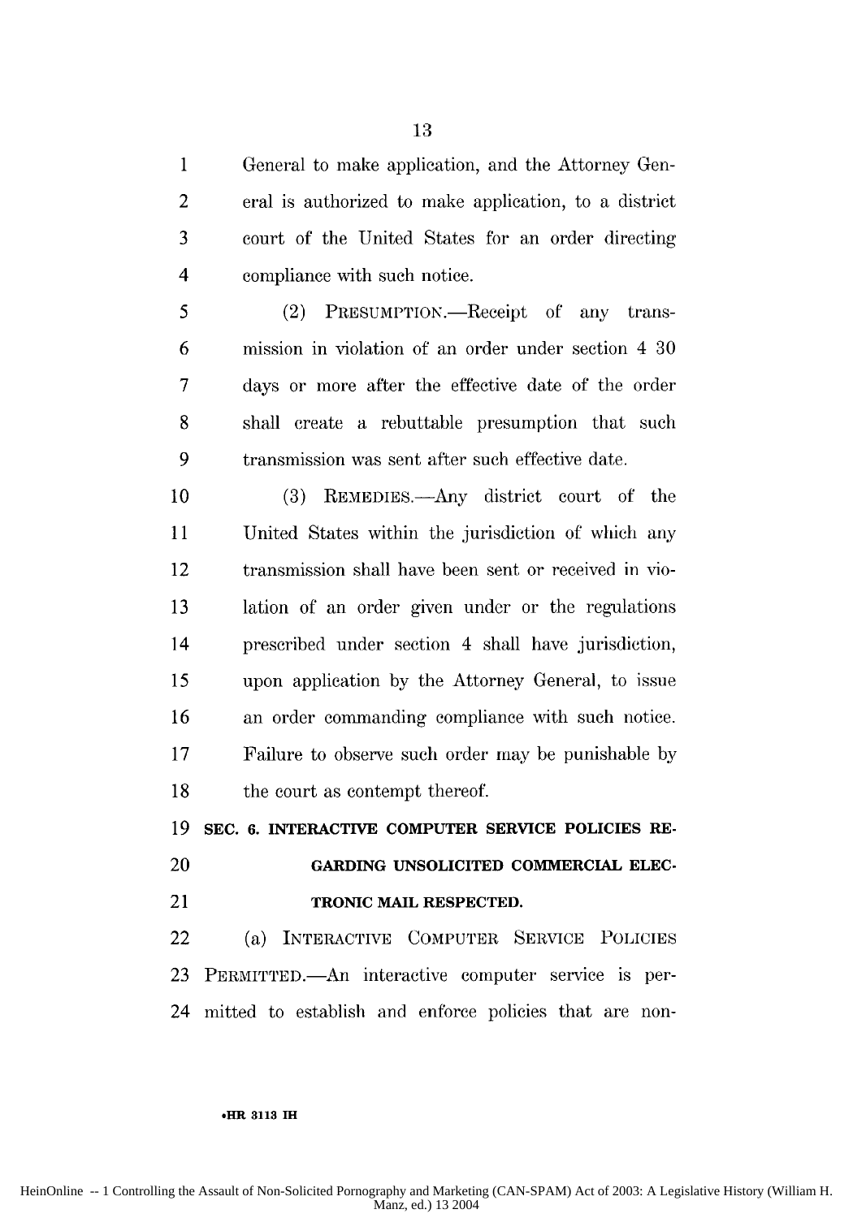General to make application, and the Attorney General is authorized to make application, to a district court of the United States for an order directing compliance with such notice.

(2) PRESUMPTION.—Receipt of any transmission in violation of an order under section 4 30 days or more after the effective date of the order shall create a rebuttable presumption that such transmission was sent after such effective date.

(3) REMEDIES.—Any district court of the United States within the jurisdiction of which any transmission shall have been sent or received in violation of an order given under or the regulations prescribed under section 4 shall have jurisdiction, upon application by the Attorney General, to issue an order commanding compliance with such notice. Failure to observe such order may be punishable by the court as contempt thereof.

**SEC. 6. INTERACTIVE COMPUTER SERVICE POLICIES REGARDING UNSOLICITED COMMERCIAL ELECTRONIC MAIL RESPECTED.**

(a) INTERACTIVE COMPUTER SERVICE POLICIES PERMITTED.—An interactive computer service is permitted to establish and enforce policies that are non-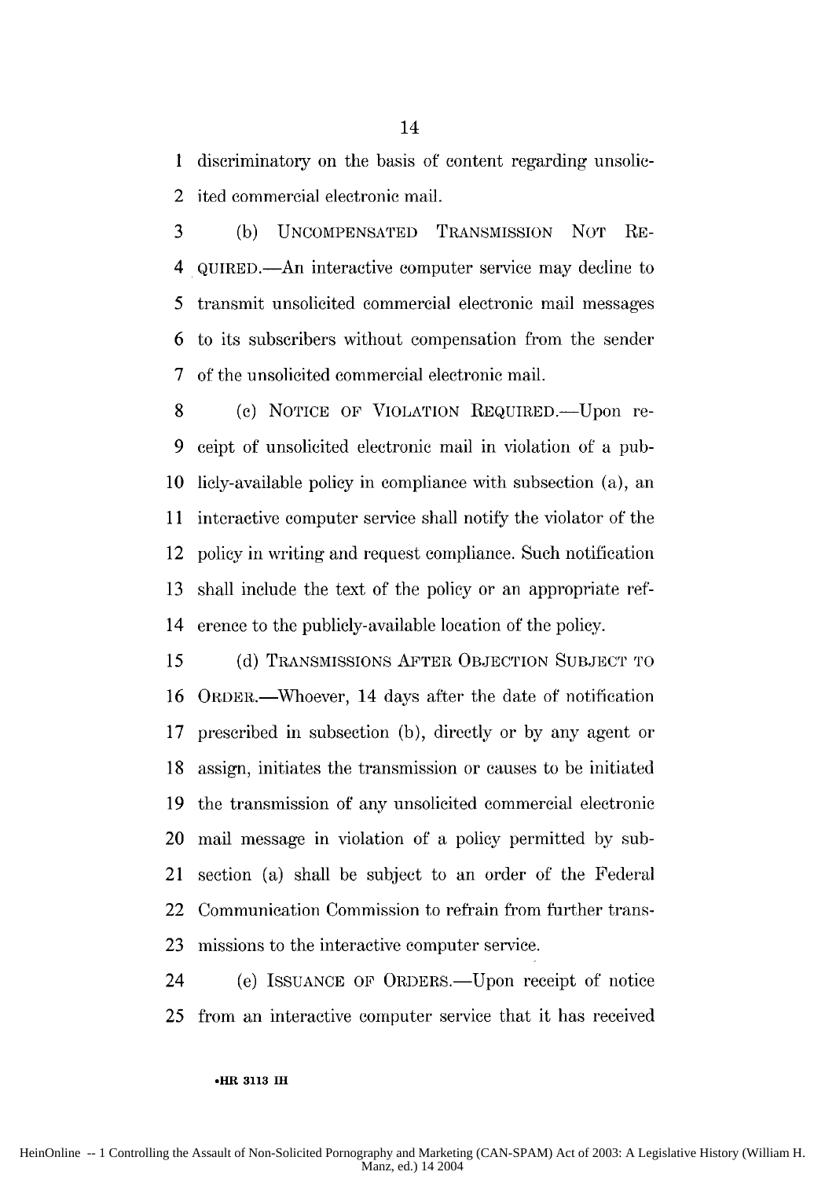discriminatory on the basis of content regarding unsolicited commercial electronic mail.

(b) UNCOMPENSATED TRANSMISSION NOT REQUIRED.—An interactive computer service may decline to transmit unsolicited commercial electronic mail messages to its subscribers without compensation from the sender of the unsolicited commercial electronic mail.

(c) NOTICE OF VIOLATION REQUIRED.—Upon receipt of unsolicited electronic mail in violation of a publicly-available policy in compliance with subsection (a), an interactive computer service shall notify the violator of the policy in writing and request compliance. Such notification shall include the text of the policy or an appropriate reference to the publicly-available location of the policy.

(d) TRANSMISSIONS AFTER OBJECTION SUBJECT TO ORDER.—Whoever, 14 days after the date of notification prescribed in subsection (b), directly or by any agent or assign, initiates the transmission or causes to be initiated the transmission of any unsolicited commercial electronic mail message in violation of a policy permitted by subsection (a) shall be subject to an order of the Federal Communication Commission to refrain from further transmissions to the interactive computer service.

(e) ISSUANCE OF ORDERS.—Upon receipt of notice from an interactive computer service that it has received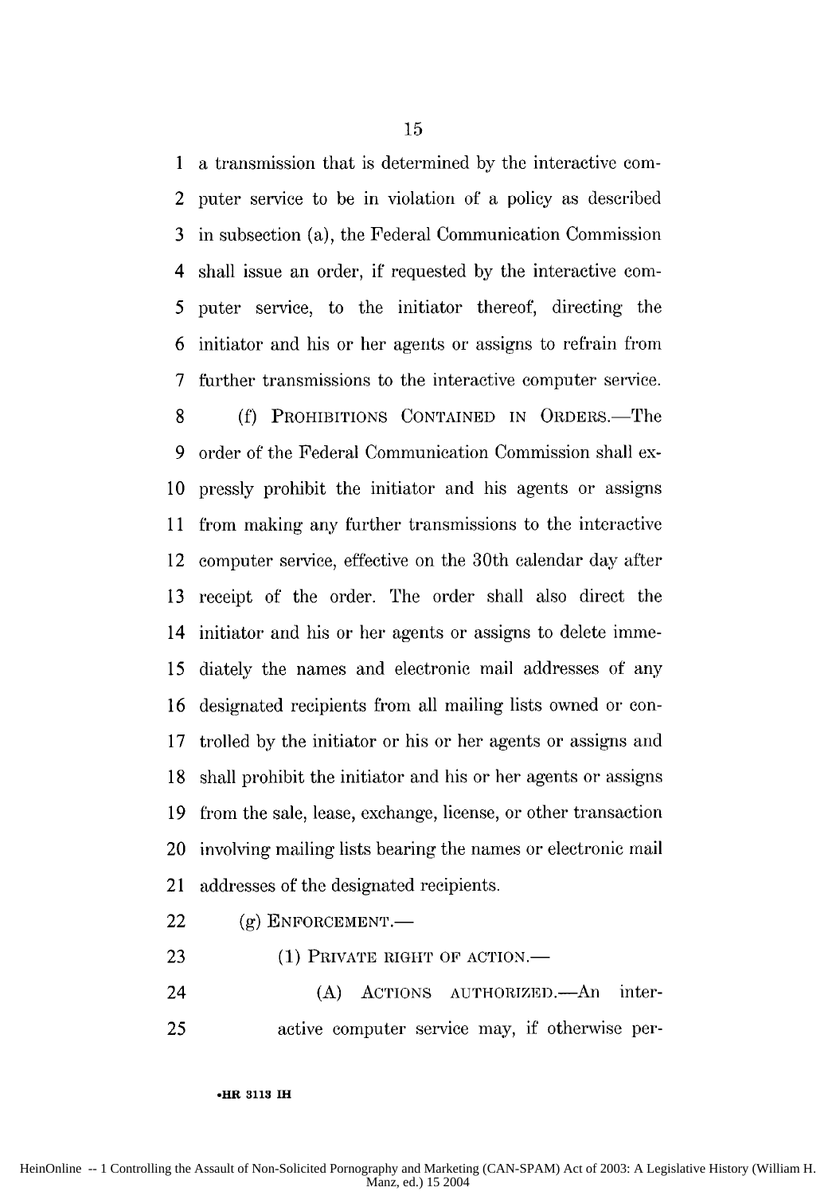a transmission that is determined by the interactive computer service to be in violation of a policy as described in subsection (a), the Federal Communication Commission shall issue an order, if requested by the interactive computer service, to the initiator thereof, directing the initiator and his or her agents or assigns to refrain from further transmissions to the interactive computer service.

(f) PROHIBITIONS CONTAINED IN ORDERS.—The order of the Federal Communication Commission shall expressly prohibit the initiator and his agents or assigns from making any further transmissions to the interactive computer service, effective on the 30th calendar day after receipt of the order. The order shall also direct the initiator and his or her agents or assigns to delete immediately the names and electronic mail addresses of any designated recipients from all mailing lists owned or controlled by the initiator or his or her agents or assigns and shall prohibit the initiator and his or her agents or assigns from the sale, lease, exchange, license, or other transaction involving mailing lists bearing the names or electronic mail addresses of the designated recipients.

(g) ENFORCEMENT.—

(1) PRIVATE RIGHT OF ACTION.—

(A) ACTIONS AUTHORIZED.—An interactive computer service may, if otherwise per-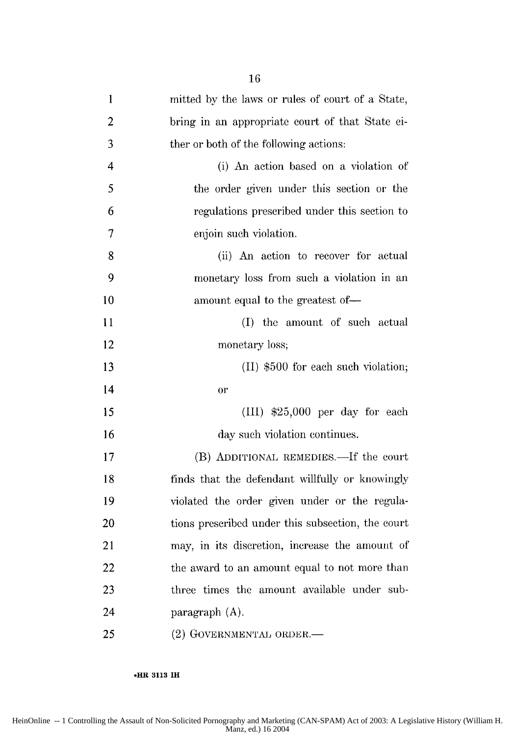mitted by the laws or rules of court of a State, bring in an appropriate court of that State either or both of the following actions:

(i) An action based on a violation of the order given under this section or the regulations prescribed under this section to enjoin such violation.

(ii) An action to recover for actual monetary loss from such a violation in an amount equal to the greatest of—

(I) the amount of such actual monetary loss;

(II) $500 for each such violation; or

(III) $25,000 per day for each day such violation continues.

(B) ADDITIONAL REMEDIES.—If the court finds that the defendant willfully or knowingly violated the order given under or the regulations prescribed under this subsection, the court may, in its discretion, increase the amount of the award to an amount equal to not more than three times the amount available under subparagraph (A).

(2) GOVERNMENTAL ORDER.—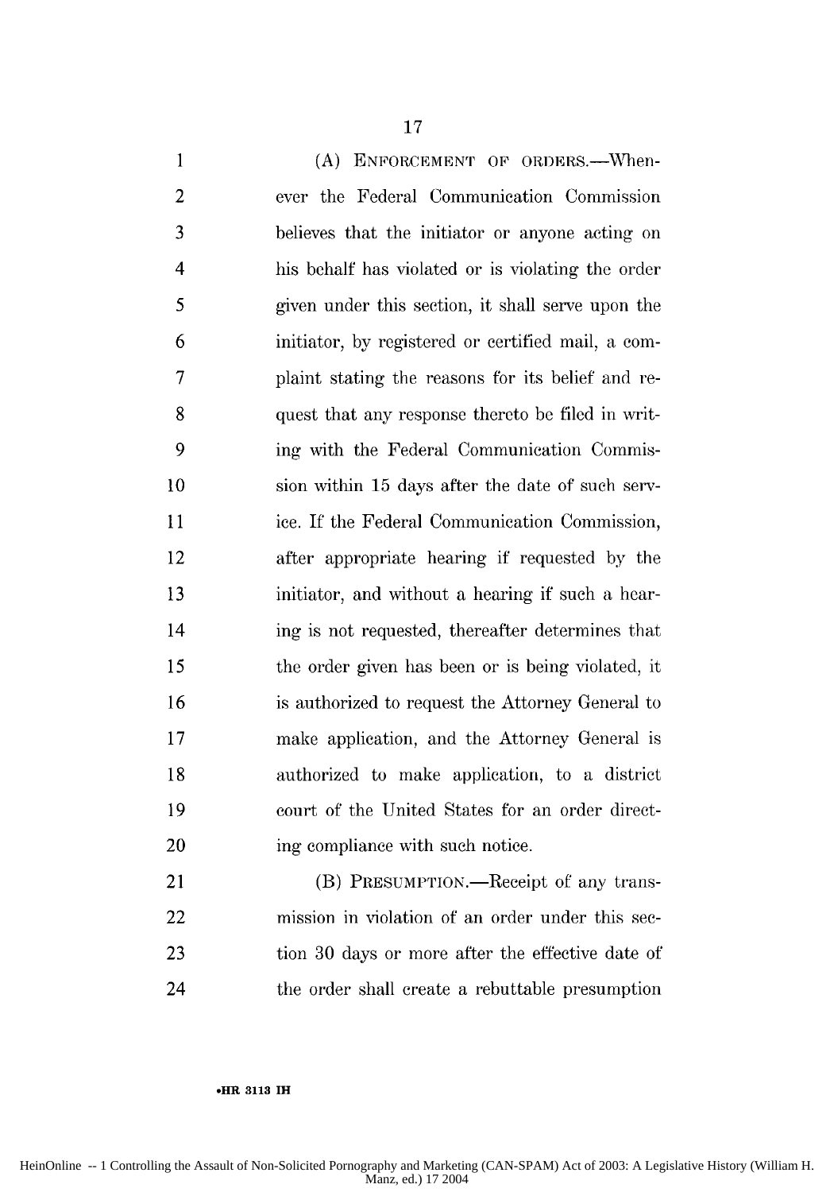(A) ENFORCEMENT OF ORDERS.—Whenever the Federal Communication Commission believes that the initiator or anyone acting on his behalf has violated or is violating the order given under this section, it shall serve upon the initiator, by registered or certified mail, a complaint stating the reasons for its belief and request that any response thereto be filed in writing with the Federal Communication Commission within 15 days after the date of such service. If the Federal Communication Commission, after appropriate hearing if requested by the initiator, and without a hearing if such a hearing is not requested, thereafter determines that the order given has been or is being violated, it is authorized to request the Attorney General to make application, and the Attorney General is authorized to make application, to a district court of the United States for an order directing compliance with such notice.

(B) PRESUMPTION.—Receipt of any transmission in violation of an order under this section 30 days or more after the effective date of the order shall create a rebuttable presumption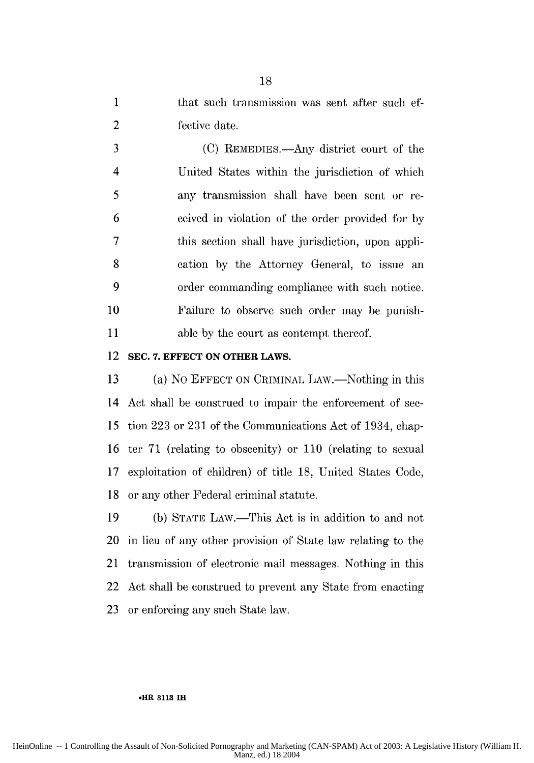that such transmission was sent after such effective date.

(C) REMEDIES.—Any district court of the United States within the jurisdiction of which any transmission shall have been sent or received in violation of the order provided for by this section shall have jurisdiction, upon application by the Attorney General, to issue an order commanding compliance with such notice. Failure to observe such order may be punishable by the court as contempt thereof.

**SEC. 7. EFFECT ON OTHER LAWS.**

(a) NO EFFECT ON CRIMINAL LAW.—Nothing in this Act shall be construed to impair the enforcement of section 223 or 231 of the Communications Act of 1934, chapter 71 (relating to obscenity) or 110 (relating to sexual exploitation of children) of title 18, United States Code, or any other Federal criminal statute.

(b) STATE LAW.—This Act is in addition to and not in lieu of any other provision of State law relating to the transmission of electronic mail messages. Nothing in this Act shall be construed to prevent any State from enacting or enforcing any such State law.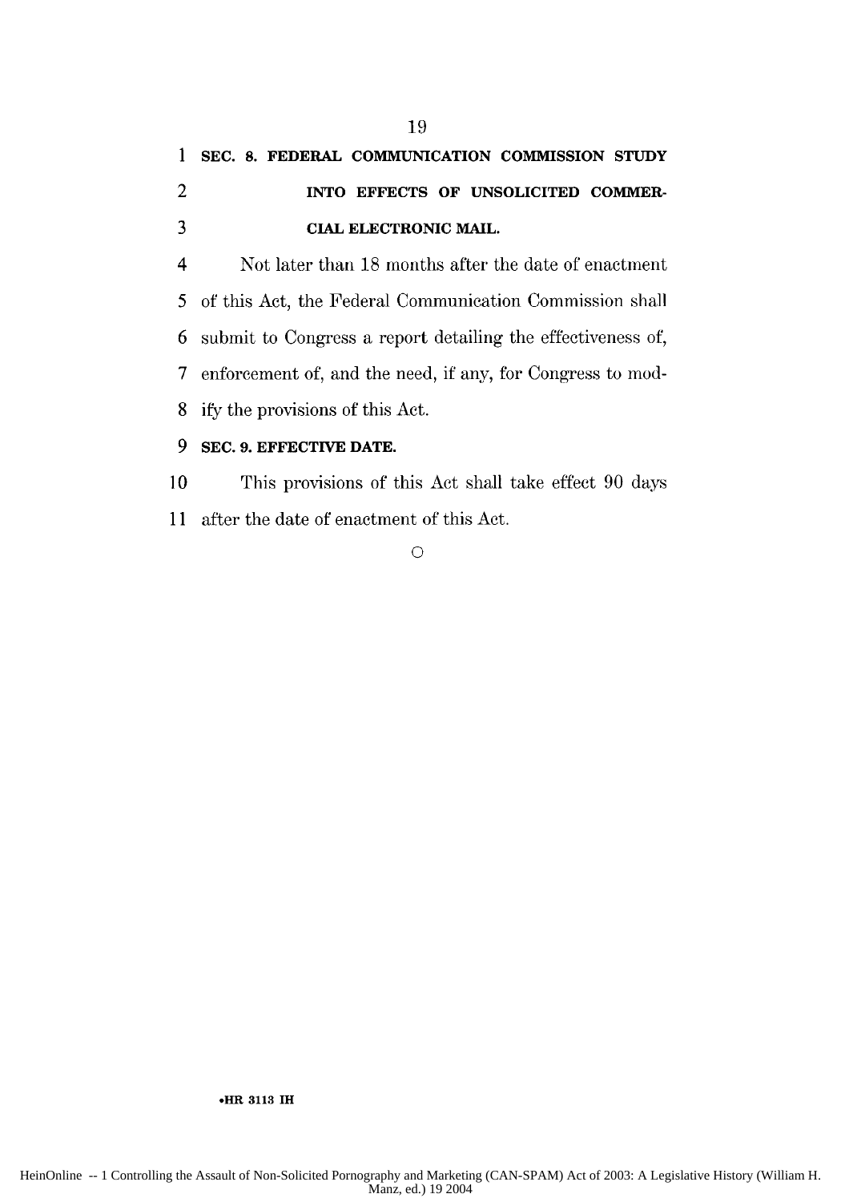**SEC. 8. FEDERAL COMMUNICATION COMMISSION STUDY INTO EFFECTS OF UNSOLICITED COMMERCIAL ELECTRONIC MAIL.**

Not later than 18 months after the date of enactment of this Act, the Federal Communication Commission shall submit to Congress a report detailing the effectiveness of, enforcement of, and the need, if any, for Congress to modify the provisions of this Act.

**SEC. 9. EFFECTIVE DATE.**

This provisions of this Act shall take effect 90 days after the date of enactment of this Act.

○

•HR 3113 IH

HeinOnline -- 1 Controlling the Assault of Non-Solicited Pornography and Marketing (CAN-SPAM) Act of 2003: A Legislative History (William H. Manz, ed.) 19 2004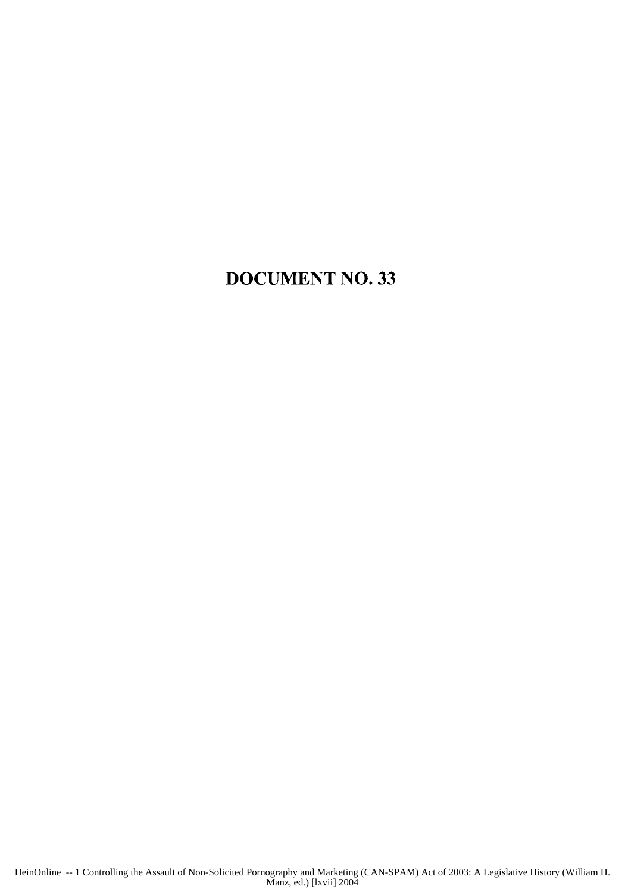# DOCUMENT NO. 33